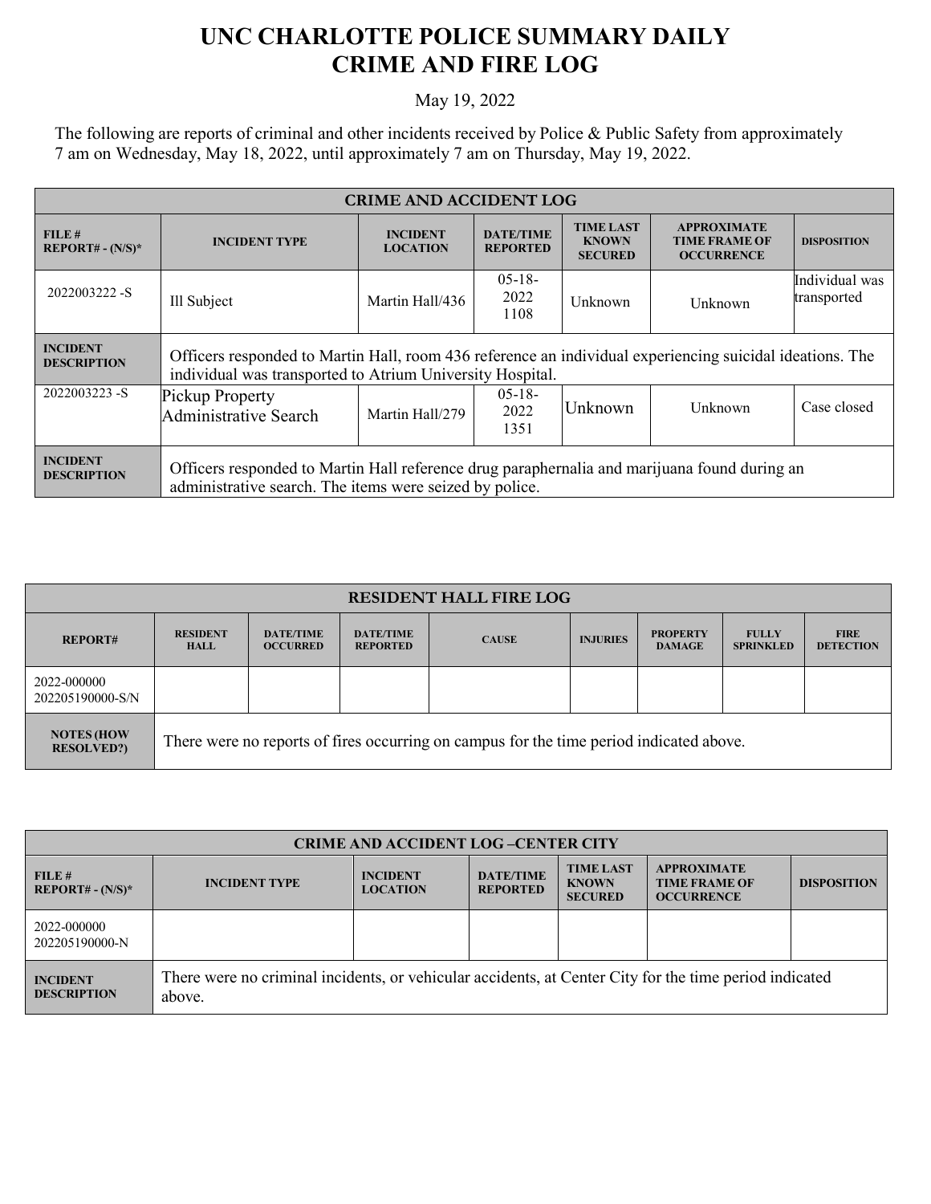# UNC CHARLOTTE POLICE SUMMARY DAILY CRIME AND FIRE LOG

May 19, 2022

The following are reports of criminal and other incidents received by Police & Public Safety from approximately 7 am on Wednesday, May 18, 2022, until approximately 7 am on Thursday, May 19, 2022.

| CRIME AND ACCIDENT LOG | | | | | | |
|---|---|---|---|---|---|---|
| **FILE # REPORT# - (N/S)*** | **INCIDENT TYPE** | **INCIDENT LOCATION** | **DATE/TIME REPORTED** | **TIME LAST KNOWN SECURED** | **APPROXIMATE TIME FRAME OF OCCURRENCE** | **DISPOSITION** |
| 2022003222 -S | Ill Subject | Martin Hall/436 | 05-18-2022 1108 | Unknown | Unknown | Individual was transported |
| **INCIDENT DESCRIPTION** | Officers responded to Martin Hall, room 436 reference an individual experiencing suicidal ideations. The individual was transported to Atrium University Hospital. | | | | | |
| 2022003223 -S | Pickup Property Administrative Search | Martin Hall/279 | 05-18-2022 1351 | Unknown | Unknown | Case closed |
| **INCIDENT DESCRIPTION** | Officers responded to Martin Hall reference drug paraphernalia and marijuana found during an administrative search. The items were seized by police. | | | | | |

| RESIDENT HALL FIRE LOG | | | | | | | | |
|---|---|---|---|---|---|---|---|---|
| **REPORT#** | **RESIDENT HALL** | **DATE/TIME OCCURRED** | **DATE/TIME REPORTED** | **CAUSE** | **INJURIES** | **PROPERTY DAMAGE** | **FULLY SPRINKLED** | **FIRE DETECTION** |
| 2022-000000 202205190000-S/N | | | | | | | | |
| **NOTES (HOW RESOLVED?)** | There were no reports of fires occurring on campus for the time period indicated above. | | | | | | | |

| CRIME AND ACCIDENT LOG –CENTER CITY | | | | | | |
|---|---|---|---|---|---|---|
| **FILE # REPORT# - (N/S)*** | **INCIDENT TYPE** | **INCIDENT LOCATION** | **DATE/TIME REPORTED** | **TIME LAST KNOWN SECURED** | **APPROXIMATE TIME FRAME OF OCCURRENCE** | **DISPOSITION** |
| 2022-000000 202205190000-N | | | | | | |
| **INCIDENT DESCRIPTION** | There were no criminal incidents, or vehicular accidents, at Center City for the time period indicated above. | | | | | |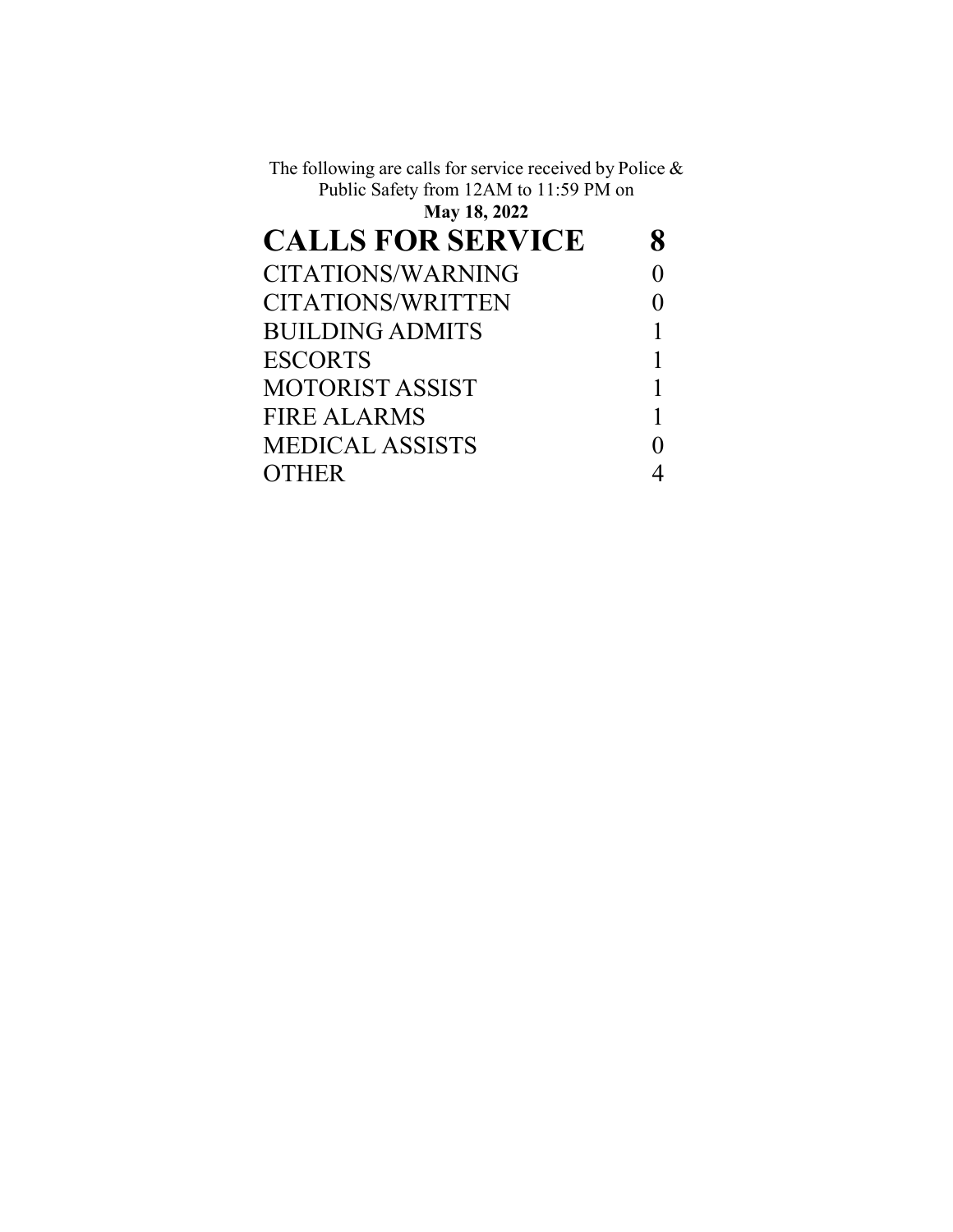The following are calls for service received by Police & Public Safety from 12AM to 11:59 PM on

**May 18, 2022**

| | |
|---|---|
| **CALLS FOR SERVICE** | **8** |
| CITATIONS/WARNING | 0 |
| CITATIONS/WRITTEN | 0 |
| BUILDING ADMITS | 1 |
| ESCORTS | 1 |
| MOTORIST ASSIST | 1 |
| FIRE ALARMS | 1 |
| MEDICAL ASSISTS | 0 |
| OTHER | 4 |